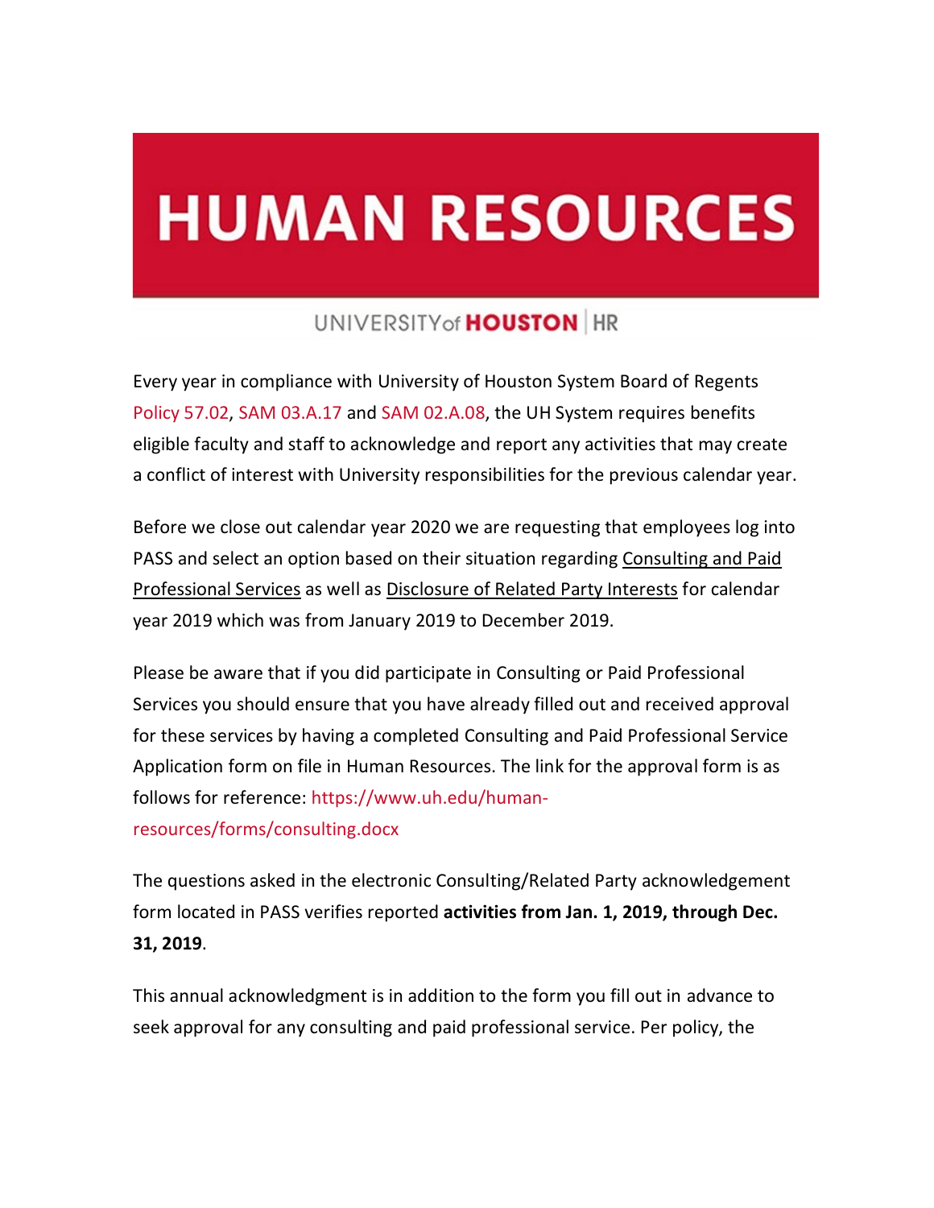# HUMAN RESOURCES

UNIVERSITY of HOUSTON | HR

Every year in compliance with University of Houston System Board of Regents Policy 57.02, SAM 03.A.17 and SAM 02.A.08, the UH System requires benefits eligible faculty and staff to acknowledge and report any activities that may create a conflict of interest with University responsibilities for the previous calendar year.

Before we close out calendar year 2020 we are requesting that employees log into PASS and select an option based on their situation regarding Consulting and Paid Professional Services as well as Disclosure of Related Party Interests for calendar year 2019 which was from January 2019 to December 2019.

Please be aware that if you did participate in Consulting or Paid Professional Services you should ensure that you have already filled out and received approval for these services by having a completed Consulting and Paid Professional Service Application form on file in Human Resources. The link for the approval form is as follows for reference: https://www.uh.edu/human-resources/forms/consulting.docx

The questions asked in the electronic Consulting/Related Party acknowledgement form located in PASS verifies reported **activities from Jan. 1, 2019, through Dec. 31, 2019**.

This annual acknowledgment is in addition to the form you fill out in advance to seek approval for any consulting and paid professional service. Per policy, the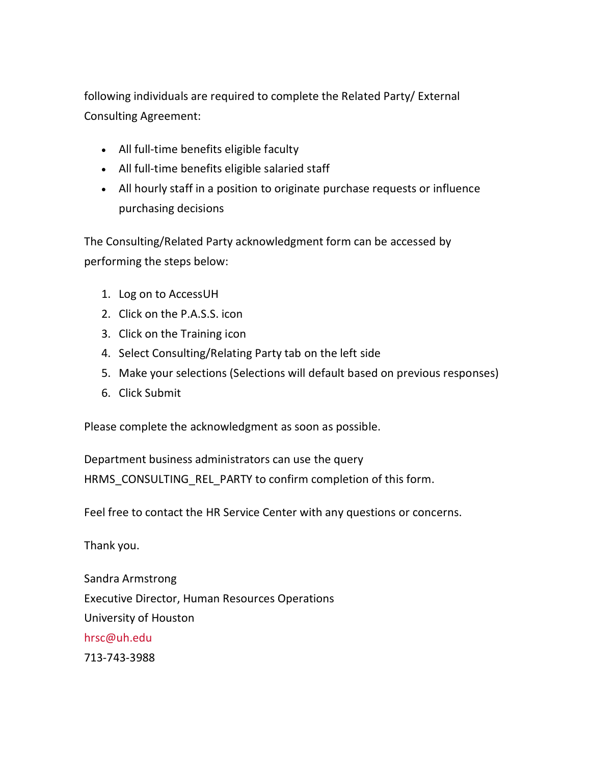following individuals are required to complete the Related Party/ External Consulting Agreement:

- All full-time benefits eligible faculty
- All full-time benefits eligible salaried staff
- All hourly staff in a position to originate purchase requests or influence purchasing decisions

The Consulting/Related Party acknowledgment form can be accessed by performing the steps below:

1. Log on to AccessUH
2. Click on the P.A.S.S. icon
3. Click on the Training icon
4. Select Consulting/Relating Party tab on the left side
5. Make your selections (Selections will default based on previous responses)
6. Click Submit

Please complete the acknowledgment as soon as possible.

Department business administrators can use the query HRMS_CONSULTING_REL_PARTY to confirm completion of this form.

Feel free to contact the HR Service Center with any questions or concerns.

Thank you.

Sandra Armstrong
Executive Director, Human Resources Operations
University of Houston
hrsc@uh.edu
713-743-3988